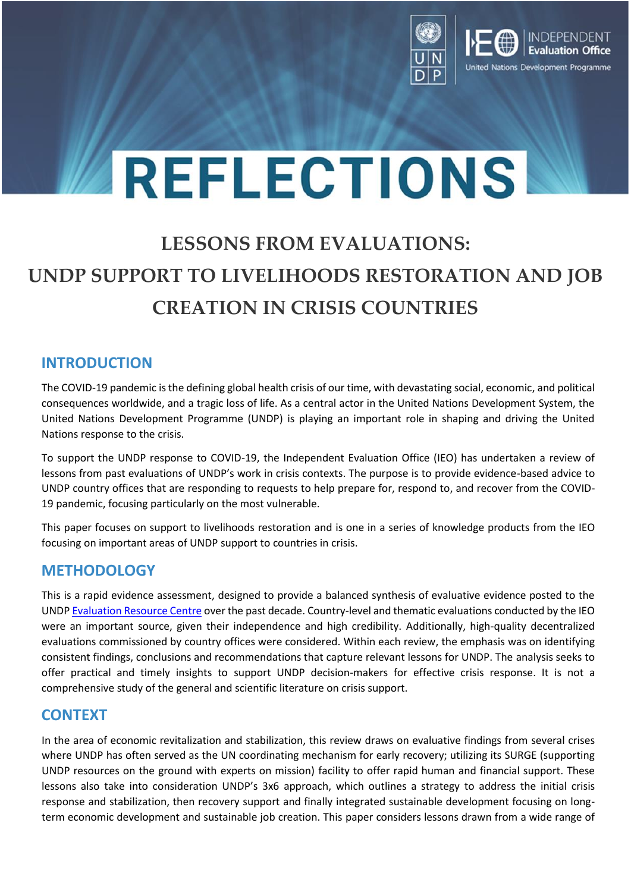# REFLECTIONS

## LESSONS FROM EVALUATIONS: UNDP SUPPORT TO LIVELIHOODS RESTORATION AND JOB CREATION IN CRISIS COUNTRIES

## INTRODUCTION

The COVID-19 pandemic is the defining global health crisis of our time, with devastating social, economic, and political consequences worldwide, and a tragic loss of life. As a central actor in the United Nations Development System, the United Nations Development Programme (UNDP) is playing an important role in shaping and driving the United Nations response to the crisis.

To support the UNDP response to COVID-19, the Independent Evaluation Office (IEO) has undertaken a review of lessons from past evaluations of UNDP's work in crisis contexts. The purpose is to provide evidence-based advice to UNDP country offices that are responding to requests to help prepare for, respond to, and recover from the COVID-19 pandemic, focusing particularly on the most vulnerable.

This paper focuses on support to livelihoods restoration and is one in a series of knowledge products from the IEO focusing on important areas of UNDP support to countries in crisis.

## METHODOLOGY

This is a rapid evidence assessment, designed to provide a balanced synthesis of evaluative evidence posted to the UNDP Evaluation Resource Centre over the past decade. Country-level and thematic evaluations conducted by the IEO were an important source, given their independence and high credibility. Additionally, high-quality decentralized evaluations commissioned by country offices were considered. Within each review, the emphasis was on identifying consistent findings, conclusions and recommendations that capture relevant lessons for UNDP. The analysis seeks to offer practical and timely insights to support UNDP decision-makers for effective crisis response. It is not a comprehensive study of the general and scientific literature on crisis support.

## CONTEXT

In the area of economic revitalization and stabilization, this review draws on evaluative findings from several crises where UNDP has often served as the UN coordinating mechanism for early recovery; utilizing its SURGE (supporting UNDP resources on the ground with experts on mission) facility to offer rapid human and financial support. These lessons also take into consideration UNDP's 3x6 approach, which outlines a strategy to address the initial crisis response and stabilization, then recovery support and finally integrated sustainable development focusing on long-term economic development and sustainable job creation. This paper considers lessons drawn from a wide range of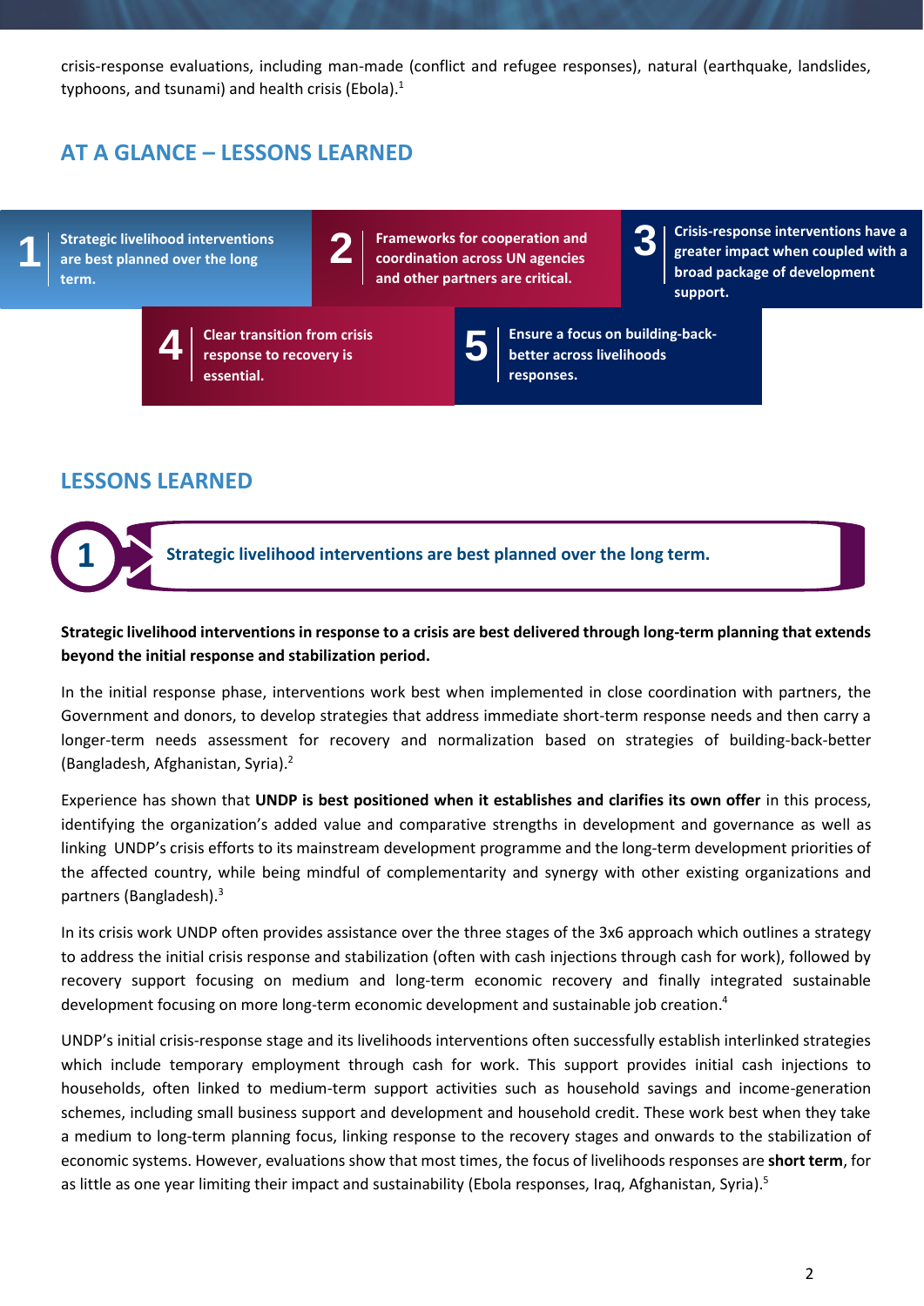crisis-response evaluations, including man-made (conflict and refugee responses), natural (earthquake, landslides, typhoons, and tsunami) and health crisis (Ebola).[1]

## AT A GLANCE – LESSONS LEARNED

1. **Strategic livelihood interventions are best planned over the long term.**
2. **Frameworks for cooperation and coordination across UN agencies and other partners are critical.**
3. **Crisis-response interventions have a greater impact when coupled with a broad package of development support.**
4. **Clear transition from crisis response to recovery is essential.**
5. **Ensure a focus on building-back-better across livelihoods responses.**

## LESSONS LEARNED

### 1 Strategic livelihood interventions are best planned over the long term.

**Strategic livelihood interventions in response to a crisis are best delivered through long-term planning that extends beyond the initial response and stabilization period.**

In the initial response phase, interventions work best when implemented in close coordination with partners, the Government and donors, to develop strategies that address immediate short-term response needs and then carry a longer-term needs assessment for recovery and normalization based on strategies of building-back-better (Bangladesh, Afghanistan, Syria).[2]

Experience has shown that **UNDP is best positioned when it establishes and clarifies its own offer** in this process, identifying the organization's added value and comparative strengths in development and governance as well as linking UNDP's crisis efforts to its mainstream development programme and the long-term development priorities of the affected country, while being mindful of complementarity and synergy with other existing organizations and partners (Bangladesh).[3]

In its crisis work UNDP often provides assistance over the three stages of the 3x6 approach which outlines a strategy to address the initial crisis response and stabilization (often with cash injections through cash for work), followed by recovery support focusing on medium and long-term economic recovery and finally integrated sustainable development focusing on more long-term economic development and sustainable job creation.[4]

UNDP's initial crisis-response stage and its livelihoods interventions often successfully establish interlinked strategies which include temporary employment through cash for work. This support provides initial cash injections to households, often linked to medium-term support activities such as household savings and income-generation schemes, including small business support and development and household credit. These work best when they take a medium to long-term planning focus, linking response to the recovery stages and onwards to the stabilization of economic systems. However, evaluations show that most times, the focus of livelihoods responses are **short term**, for as little as one year limiting their impact and sustainability (Ebola responses, Iraq, Afghanistan, Syria).[5]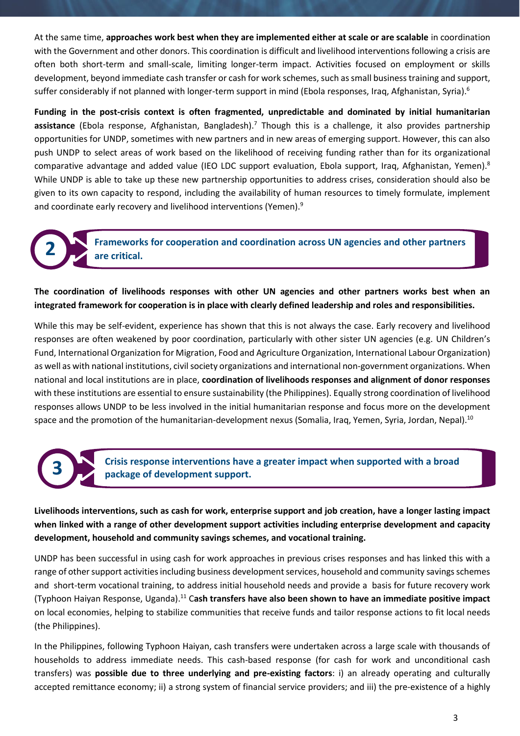At the same time, **approaches work best when they are implemented either at scale or are scalable** in coordination with the Government and other donors. This coordination is difficult and livelihood interventions following a crisis are often both short-term and small-scale, limiting longer-term impact. Activities focused on employment or skills development, beyond immediate cash transfer or cash for work schemes, such as small business training and support, suffer considerably if not planned with longer-term support in mind (Ebola responses, Iraq, Afghanistan, Syria).[6]

**Funding in the post-crisis context is often fragmented, unpredictable and dominated by initial humanitarian assistance** (Ebola response, Afghanistan, Bangladesh).[7] Though this is a challenge, it also provides partnership opportunities for UNDP, sometimes with new partners and in new areas of emerging support. However, this can also push UNDP to select areas of work based on the likelihood of receiving funding rather than for its organizational comparative advantage and added value (IEO LDC support evaluation, Ebola support, Iraq, Afghanistan, Yemen).[8] While UNDP is able to take up these new partnership opportunities to address crises, consideration should also be given to its own capacity to respond, including the availability of human resources to timely formulate, implement and coordinate early recovery and livelihood interventions (Yemen).[9]

## 2 Frameworks for cooperation and coordination across UN agencies and other partners are critical.

**The coordination of livelihoods responses with other UN agencies and other partners works best when an integrated framework for cooperation is in place with clearly defined leadership and roles and responsibilities.**

While this may be self-evident, experience has shown that this is not always the case. Early recovery and livelihood responses are often weakened by poor coordination, particularly with other sister UN agencies (e.g. UN Children's Fund, International Organization for Migration, Food and Agriculture Organization, International Labour Organization) as well as with national institutions, civil society organizations and international non-government organizations. When national and local institutions are in place, **coordination of livelihoods responses and alignment of donor responses** with these institutions are essential to ensure sustainability (the Philippines). Equally strong coordination of livelihood responses allows UNDP to be less involved in the initial humanitarian response and focus more on the development space and the promotion of the humanitarian-development nexus (Somalia, Iraq, Yemen, Syria, Jordan, Nepal).[10]

## 3 Crisis response interventions have a greater impact when supported with a broad package of development support.

**Livelihoods interventions, such as cash for work, enterprise support and job creation, have a longer lasting impact when linked with a range of other development support activities including enterprise development and capacity development, household and community savings schemes, and vocational training.**

UNDP has been successful in using cash for work approaches in previous crises responses and has linked this with a range of other support activities including business development services, household and community savings schemes and short-term vocational training, to address initial household needs and provide a basis for future recovery work (Typhoon Haiyan Response, Uganda).[11] C**ash transfers have also been shown to have an immediate positive impact** on local economies, helping to stabilize communities that receive funds and tailor response actions to fit local needs (the Philippines).

In the Philippines, following Typhoon Haiyan, cash transfers were undertaken across a large scale with thousands of households to address immediate needs. This cash-based response (for cash for work and unconditional cash transfers) was **possible due to three underlying and pre-existing factors**: i) an already operating and culturally accepted remittance economy; ii) a strong system of financial service providers; and iii) the pre-existence of a highly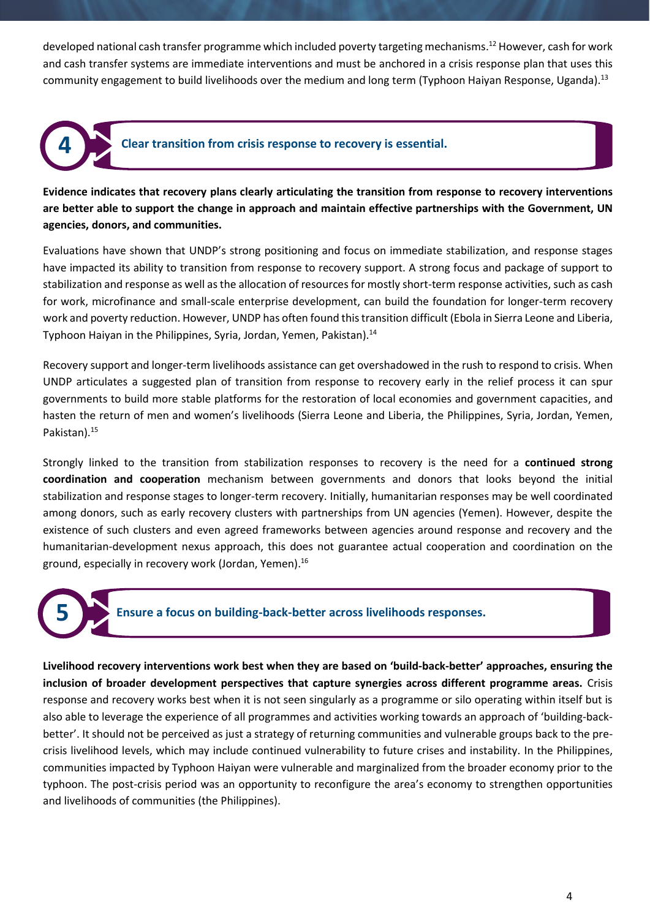developed national cash transfer programme which included poverty targeting mechanisms.[12] However, cash for work and cash transfer systems are immediate interventions and must be anchored in a crisis response plan that uses this community engagement to build livelihoods over the medium and long term (Typhoon Haiyan Response, Uganda).[13]

## 4 Clear transition from crisis response to recovery is essential.

**Evidence indicates that recovery plans clearly articulating the transition from response to recovery interventions are better able to support the change in approach and maintain effective partnerships with the Government, UN agencies, donors, and communities.**

Evaluations have shown that UNDP's strong positioning and focus on immediate stabilization, and response stages have impacted its ability to transition from response to recovery support. A strong focus and package of support to stabilization and response as well as the allocation of resources for mostly short-term response activities, such as cash for work, microfinance and small-scale enterprise development, can build the foundation for longer-term recovery work and poverty reduction. However, UNDP has often found this transition difficult (Ebola in Sierra Leone and Liberia, Typhoon Haiyan in the Philippines, Syria, Jordan, Yemen, Pakistan).[14]

Recovery support and longer-term livelihoods assistance can get overshadowed in the rush to respond to crisis. When UNDP articulates a suggested plan of transition from response to recovery early in the relief process it can spur governments to build more stable platforms for the restoration of local economies and government capacities, and hasten the return of men and women's livelihoods (Sierra Leone and Liberia, the Philippines, Syria, Jordan, Yemen, Pakistan).[15]

Strongly linked to the transition from stabilization responses to recovery is the need for a **continued strong coordination and cooperation** mechanism between governments and donors that looks beyond the initial stabilization and response stages to longer-term recovery. Initially, humanitarian responses may be well coordinated among donors, such as early recovery clusters with partnerships from UN agencies (Yemen). However, despite the existence of such clusters and even agreed frameworks between agencies around response and recovery and the humanitarian-development nexus approach, this does not guarantee actual cooperation and coordination on the ground, especially in recovery work (Jordan, Yemen).[16]

## 5 Ensure a focus on building-back-better across livelihoods responses.

**Livelihood recovery interventions work best when they are based on 'build-back-better' approaches, ensuring the inclusion of broader development perspectives that capture synergies across different programme areas.** Crisis response and recovery works best when it is not seen singularly as a programme or silo operating within itself but is also able to leverage the experience of all programmes and activities working towards an approach of 'building-back-better'. It should not be perceived as just a strategy of returning communities and vulnerable groups back to the pre-crisis livelihood levels, which may include continued vulnerability to future crises and instability. In the Philippines, communities impacted by Typhoon Haiyan were vulnerable and marginalized from the broader economy prior to the typhoon. The post-crisis period was an opportunity to reconfigure the area's economy to strengthen opportunities and livelihoods of communities (the Philippines).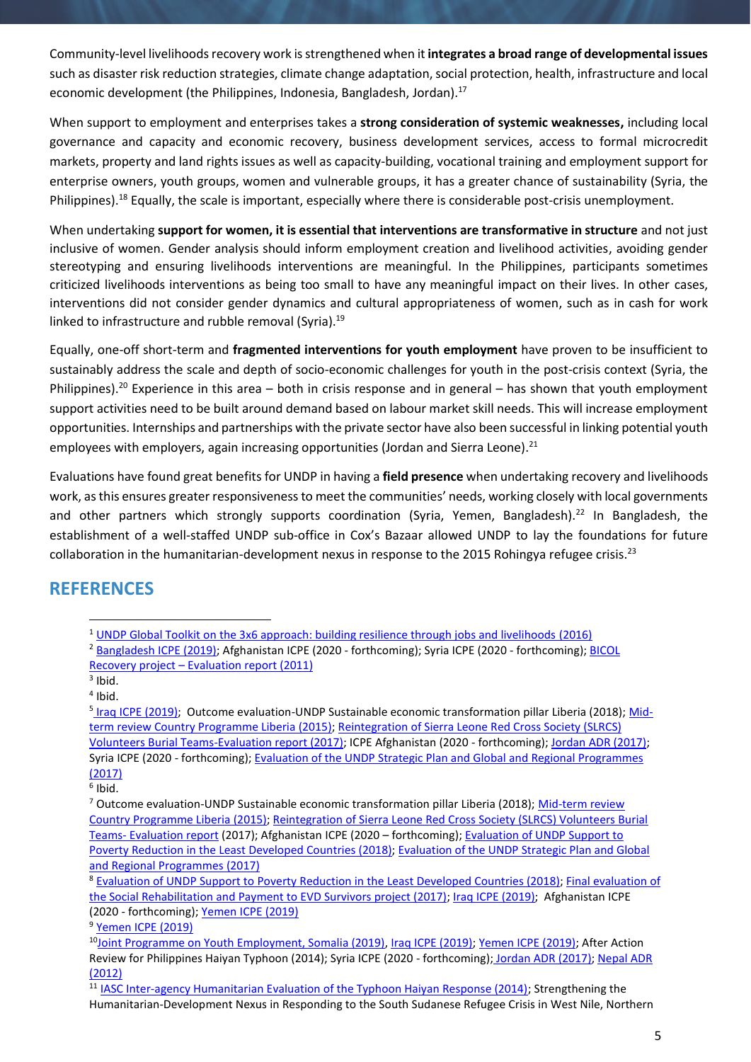Community-level livelihoods recovery work is strengthened when it **integrates a broad range of developmental issues** such as disaster risk reduction strategies, climate change adaptation, social protection, health, infrastructure and local economic development (the Philippines, Indonesia, Bangladesh, Jordan).[17]

When support to employment and enterprises takes a **strong consideration of systemic weaknesses,** including local governance and capacity and economic recovery, business development services, access to formal microcredit markets, property and land rights issues as well as capacity-building, vocational training and employment support for enterprise owners, youth groups, women and vulnerable groups, it has a greater chance of sustainability (Syria, the Philippines).[18] Equally, the scale is important, especially where there is considerable post-crisis unemployment.

When undertaking **support for women, it is essential that interventions are transformative in structure** and not just inclusive of women. Gender analysis should inform employment creation and livelihood activities, avoiding gender stereotyping and ensuring livelihoods interventions are meaningful. In the Philippines, participants sometimes criticized livelihoods interventions as being too small to have any meaningful impact on their lives. In other cases, interventions did not consider gender dynamics and cultural appropriateness of women, such as in cash for work linked to infrastructure and rubble removal (Syria).[19]

Equally, one-off short-term and **fragmented interventions for youth employment** have proven to be insufficient to sustainably address the scale and depth of socio-economic challenges for youth in the post-crisis context (Syria, the Philippines).[20] Experience in this area – both in crisis response and in general – has shown that youth employment support activities need to be built around demand based on labour market skill needs. This will increase employment opportunities. Internships and partnerships with the private sector have also been successful in linking potential youth employees with employers, again increasing opportunities (Jordan and Sierra Leone).[21]

Evaluations have found great benefits for UNDP in having a **field presence** when undertaking recovery and livelihoods work, as this ensures greater responsiveness to meet the communities' needs, working closely with local governments and other partners which strongly supports coordination (Syria, Yemen, Bangladesh).[22] In Bangladesh, the establishment of a well-staffed UNDP sub-office in Cox's Bazaar allowed UNDP to lay the foundations for future collaboration in the humanitarian-development nexus in response to the 2015 Rohingya refugee crisis.[23]

## REFERENCES

[1] UNDP Global Toolkit on the 3x6 approach: building resilience through jobs and livelihoods (2016)

[2] Bangladesh ICPE (2019); Afghanistan ICPE (2020 - forthcoming); Syria ICPE (2020 - forthcoming); BICOL Recovery project – Evaluation report (2011)

[3] Ibid.

[4] Ibid.

[5] Iraq ICPE (2019); Outcome evaluation-UNDP Sustainable economic transformation pillar Liberia (2018); Mid-term review Country Programme Liberia (2015); Reintegration of Sierra Leone Red Cross Society (SLRCS) Volunteers Burial Teams-Evaluation report (2017); ICPE Afghanistan (2020 - forthcoming); Jordan ADR (2017); Syria ICPE (2020 - forthcoming); Evaluation of the UNDP Strategic Plan and Global and Regional Programmes (2017)

[6] Ibid.

[7] Outcome evaluation-UNDP Sustainable economic transformation pillar Liberia (2018); Mid-term review Country Programme Liberia (2015); Reintegration of Sierra Leone Red Cross Society (SLRCS) Volunteers Burial Teams- Evaluation report (2017); Afghanistan ICPE (2020 – forthcoming); Evaluation of UNDP Support to Poverty Reduction in the Least Developed Countries (2018); Evaluation of the UNDP Strategic Plan and Global and Regional Programmes (2017)

[8] Evaluation of UNDP Support to Poverty Reduction in the Least Developed Countries (2018); Final evaluation of the Social Rehabilitation and Payment to EVD Survivors project (2017); Iraq ICPE (2019); Afghanistan ICPE (2020 - forthcoming); Yemen ICPE (2019)

[9] Yemen ICPE (2019)

[10] Joint Programme on Youth Employment, Somalia (2019), Iraq ICPE (2019); Yemen ICPE (2019); After Action Review for Philippines Haiyan Typhoon (2014); Syria ICPE (2020 - forthcoming); Jordan ADR (2017); Nepal ADR (2012)

[11] IASC Inter-agency Humanitarian Evaluation of the Typhoon Haiyan Response (2014); Strengthening the Humanitarian-Development Nexus in Responding to the South Sudanese Refugee Crisis in West Nile, Northern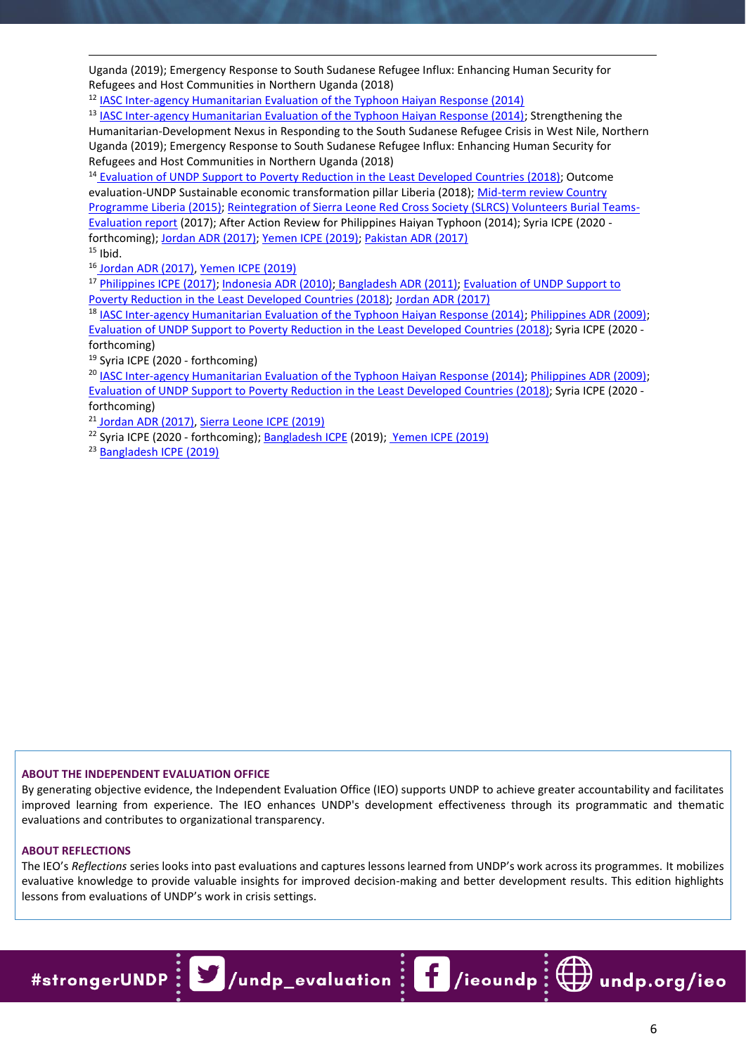Uganda (2019); Emergency Response to South Sudanese Refugee Influx: Enhancing Human Security for Refugees and Host Communities in Northern Uganda (2018)

[12] IASC Inter-agency Humanitarian Evaluation of the Typhoon Haiyan Response (2014)

[13] IASC Inter-agency Humanitarian Evaluation of the Typhoon Haiyan Response (2014); Strengthening the Humanitarian-Development Nexus in Responding to the South Sudanese Refugee Crisis in West Nile, Northern Uganda (2019); Emergency Response to South Sudanese Refugee Influx: Enhancing Human Security for Refugees and Host Communities in Northern Uganda (2018)

[14] Evaluation of UNDP Support to Poverty Reduction in the Least Developed Countries (2018); Outcome evaluation-UNDP Sustainable economic transformation pillar Liberia (2018); Mid-term review Country Programme Liberia (2015); Reintegration of Sierra Leone Red Cross Society (SLRCS) Volunteers Burial Teams- Evaluation report (2017); After Action Review for Philippines Haiyan Typhoon (2014); Syria ICPE (2020 - forthcoming); Jordan ADR (2017); Yemen ICPE (2019); Pakistan ADR (2017)

[15] Ibid.

[16] Jordan ADR (2017), Yemen ICPE (2019)

[17] Philippines ICPE (2017); Indonesia ADR (2010); Bangladesh ADR (2011); Evaluation of UNDP Support to Poverty Reduction in the Least Developed Countries (2018); Jordan ADR (2017)

[18] IASC Inter-agency Humanitarian Evaluation of the Typhoon Haiyan Response (2014); Philippines ADR (2009); Evaluation of UNDP Support to Poverty Reduction in the Least Developed Countries (2018); Syria ICPE (2020 - forthcoming)

[19] Syria ICPE (2020 - forthcoming)

[20] IASC Inter-agency Humanitarian Evaluation of the Typhoon Haiyan Response (2014); Philippines ADR (2009); Evaluation of UNDP Support to Poverty Reduction in the Least Developed Countries (2018); Syria ICPE (2020 - forthcoming)

[21] Jordan ADR (2017), Sierra Leone ICPE (2019)

[22] Syria ICPE (2020 - forthcoming); Bangladesh ICPE (2019); Yemen ICPE (2019)

[23] Bangladesh ICPE (2019)

**ABOUT THE INDEPENDENT EVALUATION OFFICE**

By generating objective evidence, the Independent Evaluation Office (IEO) supports UNDP to achieve greater accountability and facilitates improved learning from experience. The IEO enhances UNDP's development effectiveness through its programmatic and thematic evaluations and contributes to organizational transparency.

**ABOUT REFLECTIONS**

The IEO's *Reflections* series looks into past evaluations and captures lessons learned from UNDP's work across its programmes. It mobilizes evaluative knowledge to provide valuable insights for improved decision-making and better development results. This edition highlights lessons from evaluations of UNDP's work in crisis settings.

#strongerUNDP /undp_evaluation /ieoundp undp.org/ieo